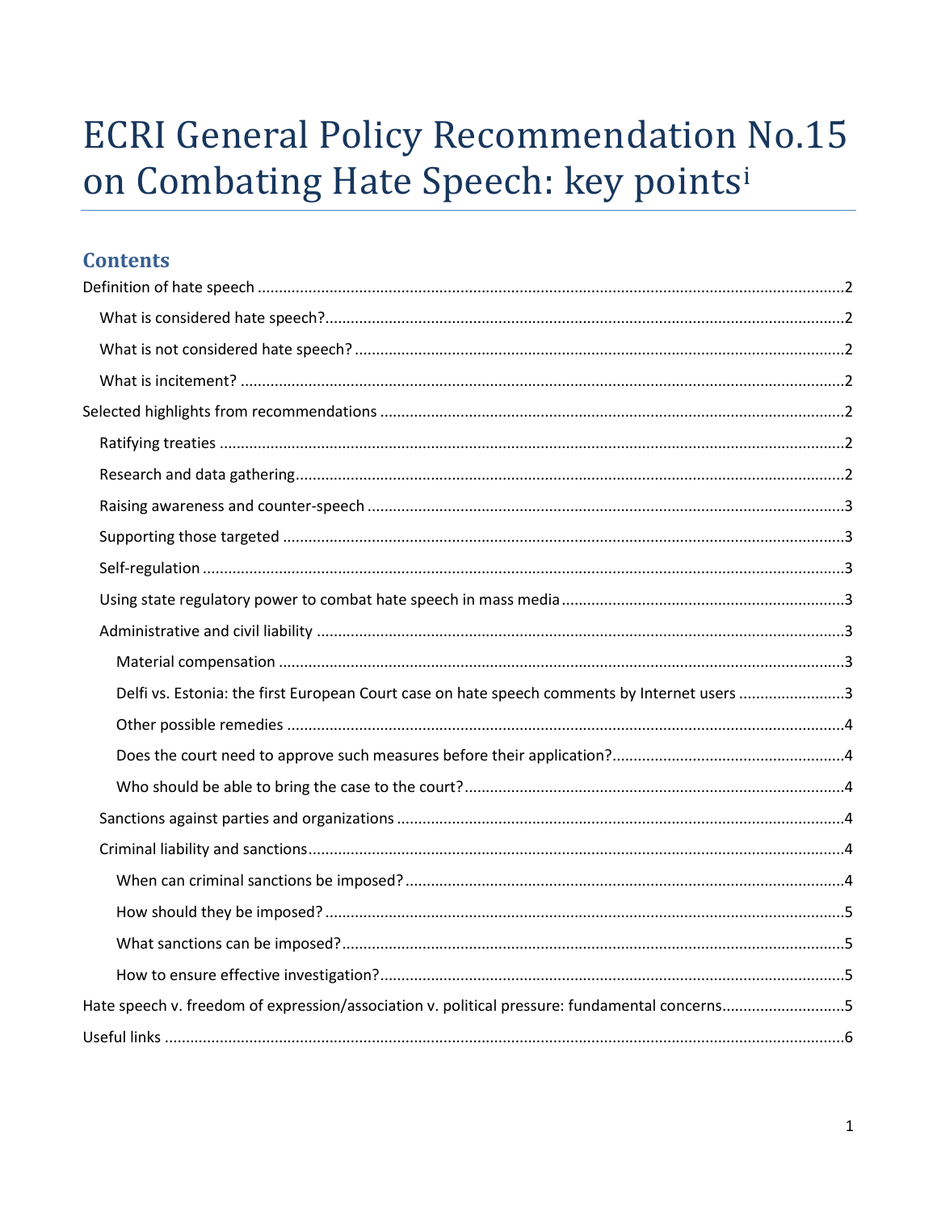# ECRI General Policy Recommendation No.15 on Combating Hate Speech: key points[i]

## Contents

Definition of hate speech ....2

- What is considered hate speech? ....2
- What is not considered hate speech? ....2
- What is incitement? ....2

Selected highlights from recommendations ....2

- Ratifying treaties ....2
- Research and data gathering ....2
- Raising awareness and counter-speech ....3
- Supporting those targeted ....3
- Self-regulation ....3
- Using state regulatory power to combat hate speech in mass media ....3
- Administrative and civil liability ....3
  - Material compensation ....3
  - Delfi vs. Estonia: the first European Court case on hate speech comments by Internet users ....3
  - Other possible remedies ....4
  - Does the court need to approve such measures before their application? ....4
  - Who should be able to bring the case to the court? ....4
- Sanctions against parties and organizations ....4
- Criminal liability and sanctions ....4
  - When can criminal sanctions be imposed? ....4
  - How should they be imposed? ....5
  - What sanctions can be imposed? ....5
  - How to ensure effective investigation? ....5

Hate speech v. freedom of expression/association v. political pressure: fundamental concerns ....5

Useful links ....6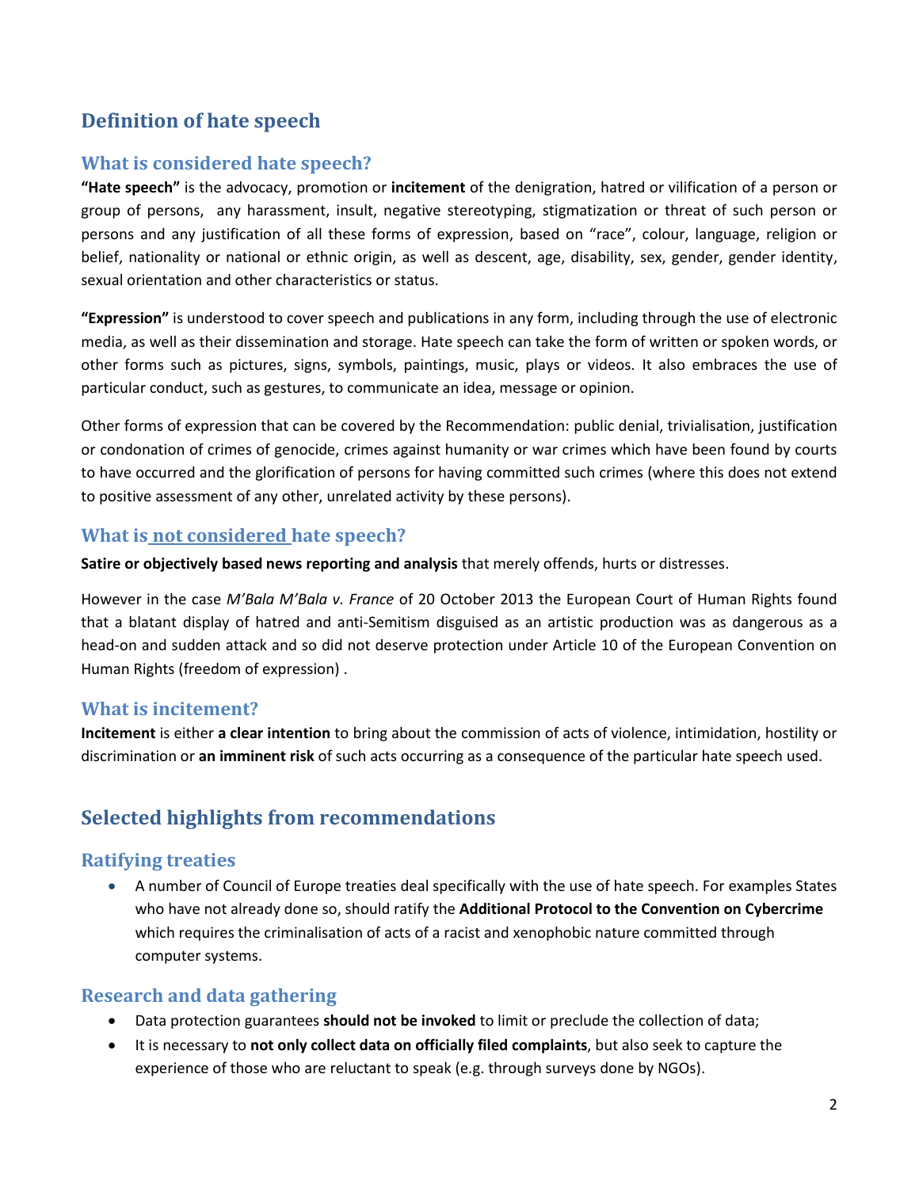# Definition of hate speech

## What is considered hate speech?

**"Hate speech"** is the advocacy, promotion or **incitement** of the denigration, hatred or vilification of a person or group of persons, any harassment, insult, negative stereotyping, stigmatization or threat of such person or persons and any justification of all these forms of expression, based on "race", colour, language, religion or belief, nationality or national or ethnic origin, as well as descent, age, disability, sex, gender, gender identity, sexual orientation and other characteristics or status.

**"Expression"** is understood to cover speech and publications in any form, including through the use of electronic media, as well as their dissemination and storage. Hate speech can take the form of written or spoken words, or other forms such as pictures, signs, symbols, paintings, music, plays or videos. It also embraces the use of particular conduct, such as gestures, to communicate an idea, message or opinion.

Other forms of expression that can be covered by the Recommendation: public denial, trivialisation, justification or condonation of crimes of genocide, crimes against humanity or war crimes which have been found by courts to have occurred and the glorification of persons for having committed such crimes (where this does not extend to positive assessment of any other, unrelated activity by these persons).

## What is not considered hate speech?

**Satire or objectively based news reporting and analysis** that merely offends, hurts or distresses.

However in the case *M'Bala M'Bala v. France* of 20 October 2013 the European Court of Human Rights found that a blatant display of hatred and anti-Semitism disguised as an artistic production was as dangerous as a head-on and sudden attack and so did not deserve protection under Article 10 of the European Convention on Human Rights (freedom of expression) .

## What is incitement?

**Incitement** is either **a clear intention** to bring about the commission of acts of violence, intimidation, hostility or discrimination or **an imminent risk** of such acts occurring as a consequence of the particular hate speech used.

# Selected highlights from recommendations

## Ratifying treaties

- A number of Council of Europe treaties deal specifically with the use of hate speech. For examples States who have not already done so, should ratify the **Additional Protocol to the Convention on Cybercrime** which requires the criminalisation of acts of a racist and xenophobic nature committed through computer systems.

## Research and data gathering

- Data protection guarantees **should not be invoked** to limit or preclude the collection of data;
- It is necessary to **not only collect data on officially filed complaints**, but also seek to capture the experience of those who are reluctant to speak (e.g. through surveys done by NGOs).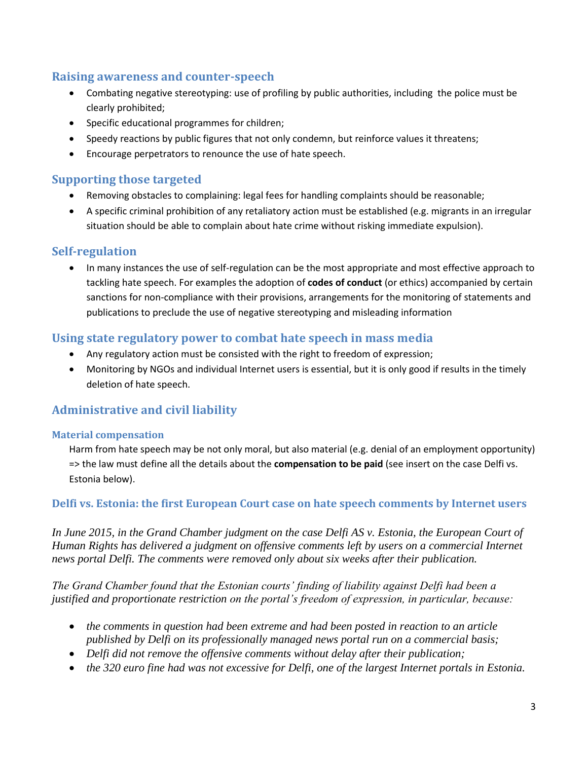## Raising awareness and counter-speech

- Combating negative stereotyping: use of profiling by public authorities, including the police must be clearly prohibited;
- Specific educational programmes for children;
- Speedy reactions by public figures that not only condemn, but reinforce values it threatens;
- Encourage perpetrators to renounce the use of hate speech.

## Supporting those targeted

- Removing obstacles to complaining: legal fees for handling complaints should be reasonable;
- A specific criminal prohibition of any retaliatory action must be established (e.g. migrants in an irregular situation should be able to complain about hate crime without risking immediate expulsion).

## Self-regulation

- In many instances the use of self-regulation can be the most appropriate and most effective approach to tackling hate speech. For examples the adoption of **codes of conduct** (or ethics) accompanied by certain sanctions for non-compliance with their provisions, arrangements for the monitoring of statements and publications to preclude the use of negative stereotyping and misleading information

## Using state regulatory power to combat hate speech in mass media

- Any regulatory action must be consisted with the right to freedom of expression;
- Monitoring by NGOs and individual Internet users is essential, but it is only good if results in the timely deletion of hate speech.

## Administrative and civil liability

### Material compensation

Harm from hate speech may be not only moral, but also material (e.g. denial of an employment opportunity) => the law must define all the details about the **compensation to be paid** (see insert on the case Delfi vs. Estonia below).

### Delfi vs. Estonia: the first European Court case on hate speech comments by Internet users

*In June 2015, in the Grand Chamber judgment on the case Delfi AS v. Estonia, the European Court of Human Rights has delivered a judgment on offensive comments left by users on a commercial Internet news portal Delfi. The comments were removed only about six weeks after their publication.*

*The Grand Chamber found that the Estonian courts' finding of liability against Delfi had been a justified and proportionate restriction on the portal's freedom of expression, in particular, because:*

- *the comments in question had been extreme and had been posted in reaction to an article published by Delfi on its professionally managed news portal run on a commercial basis;*
- *Delfi did not remove the offensive comments without delay after their publication;*
- *the 320 euro fine had was not excessive for Delfi, one of the largest Internet portals in Estonia.*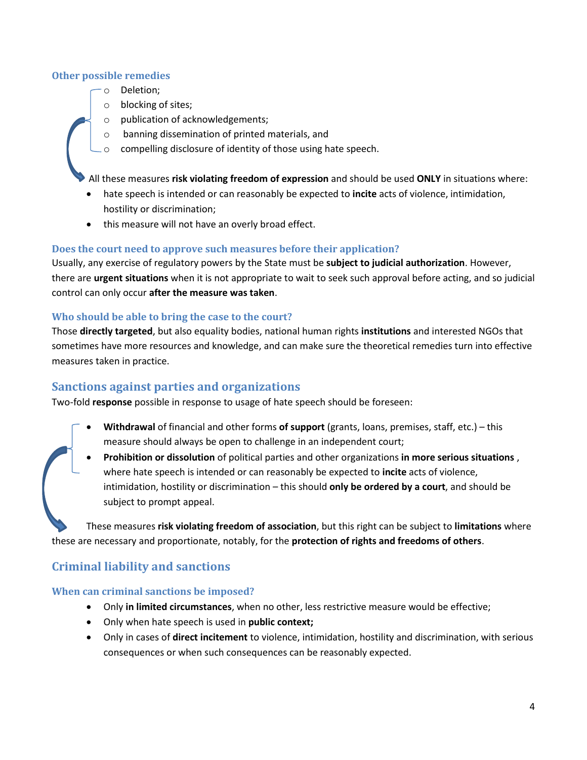### Other possible remedies

- Deletion;
- blocking of sites;
- publication of acknowledgements;
- banning dissemination of printed materials, and
- compelling disclosure of identity of those using hate speech.

All these measures **risk violating freedom of expression** and should be used **ONLY** in situations where:

- hate speech is intended or can reasonably be expected to **incite** acts of violence, intimidation, hostility or discrimination;
- this measure will not have an overly broad effect.

### Does the court need to approve such measures before their application?

Usually, any exercise of regulatory powers by the State must be **subject to judicial authorization**. However, there are **urgent situations** when it is not appropriate to wait to seek such approval before acting, and so judicial control can only occur **after the measure was taken**.

### Who should be able to bring the case to the court?

Those **directly targeted**, but also equality bodies, national human rights **institutions** and interested NGOs that sometimes have more resources and knowledge, and can make sure the theoretical remedies turn into effective measures taken in practice.

## Sanctions against parties and organizations

Two-fold **response** possible in response to usage of hate speech should be foreseen:

- **Withdrawal** of financial and other forms **of support** (grants, loans, premises, staff, etc.) – this measure should always be open to challenge in an independent court;
- **Prohibition or dissolution** of political parties and other organizations **in more serious situations** , where hate speech is intended or can reasonably be expected to **incite** acts of violence, intimidation, hostility or discrimination – this should **only be ordered by a court**, and should be subject to prompt appeal.

These measures **risk violating freedom of association**, but this right can be subject to **limitations** where these are necessary and proportionate, notably, for the **protection of rights and freedoms of others**.

## Criminal liability and sanctions

### When can criminal sanctions be imposed?

- Only **in limited circumstances**, when no other, less restrictive measure would be effective;
- Only when hate speech is used in **public context;**
- Only in cases of **direct incitement** to violence, intimidation, hostility and discrimination, with serious consequences or when such consequences can be reasonably expected.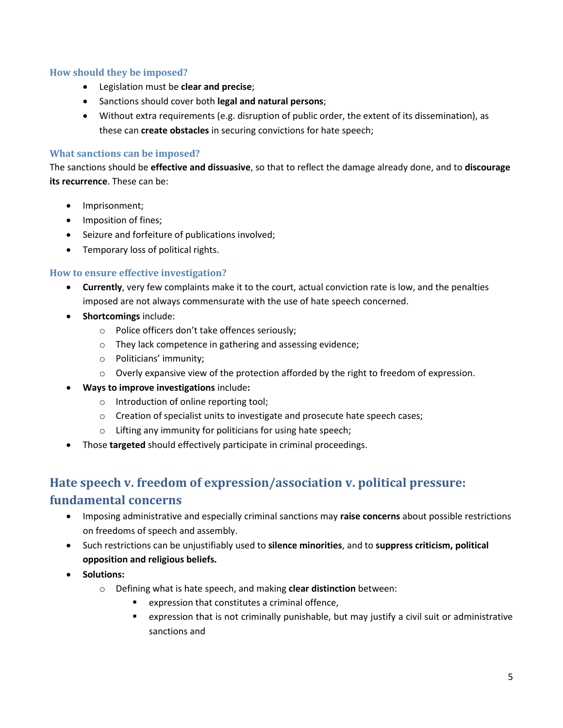### How should they be imposed?

- Legislation must be **clear and precise**;
- Sanctions should cover both **legal and natural persons**;
- Without extra requirements (e.g. disruption of public order, the extent of its dissemination), as these can **create obstacles** in securing convictions for hate speech;

### What sanctions can be imposed?

The sanctions should be **effective and dissuasive**, so that to reflect the damage already done, and to **discourage its recurrence**. These can be:

- Imprisonment;
- Imposition of fines;
- Seizure and forfeiture of publications involved;
- Temporary loss of political rights.

### How to ensure effective investigation?

- **Currently**, very few complaints make it to the court, actual conviction rate is low, and the penalties imposed are not always commensurate with the use of hate speech concerned.
- **Shortcomings** include:
  - Police officers don't take offences seriously;
  - They lack competence in gathering and assessing evidence;
  - Politicians' immunity;
  - Overly expansive view of the protection afforded by the right to freedom of expression.
- **Ways to improve investigations** include**:**
  - Introduction of online reporting tool;
  - Creation of specialist units to investigate and prosecute hate speech cases;
  - Lifting any immunity for politicians for using hate speech;
- Those **targeted** should effectively participate in criminal proceedings.

## Hate speech v. freedom of expression/association v. political pressure: fundamental concerns

- Imposing administrative and especially criminal sanctions may **raise concerns** about possible restrictions on freedoms of speech and assembly.
- Such restrictions can be unjustifiably used to **silence minorities**, and to **suppress criticism, political opposition and religious beliefs.**
- **Solutions:**
  - Defining what is hate speech, and making **clear distinction** between:
    - expression that constitutes a criminal offence,
    - expression that is not criminally punishable, but may justify a civil suit or administrative sanctions and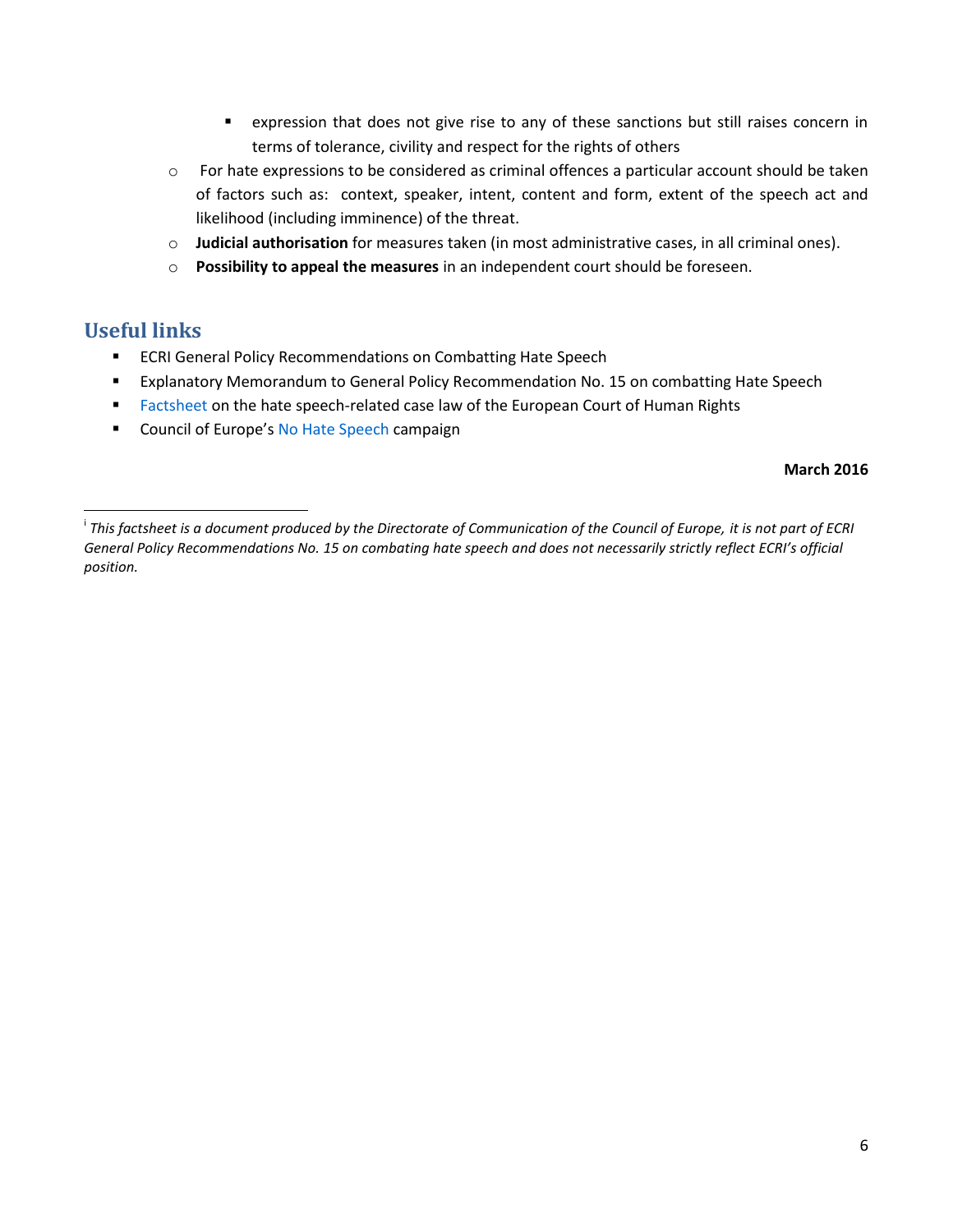- expression that does not give rise to any of these sanctions but still raises concern in terms of tolerance, civility and respect for the rights of others
    - For hate expressions to be considered as criminal offences a particular account should be taken of factors such as: context, speaker, intent, content and form, extent of the speech act and likelihood (including imminence) of the threat.
    - **Judicial authorisation** for measures taken (in most administrative cases, in all criminal ones).
    - **Possibility to appeal the measures** in an independent court should be foreseen.

## Useful links

- ECRI General Policy Recommendations on Combatting Hate Speech
- Explanatory Memorandum to General Policy Recommendation No. 15 on combatting Hate Speech
- Factsheet on the hate speech-related case law of the European Court of Human Rights
- Council of Europe's No Hate Speech campaign

**March 2016**

---

[i] *This factsheet is a document produced by the Directorate of Communication of the Council of Europe, it is not part of ECRI General Policy Recommendations No. 15 on combating hate speech and does not necessarily strictly reflect ECRI's official position.*